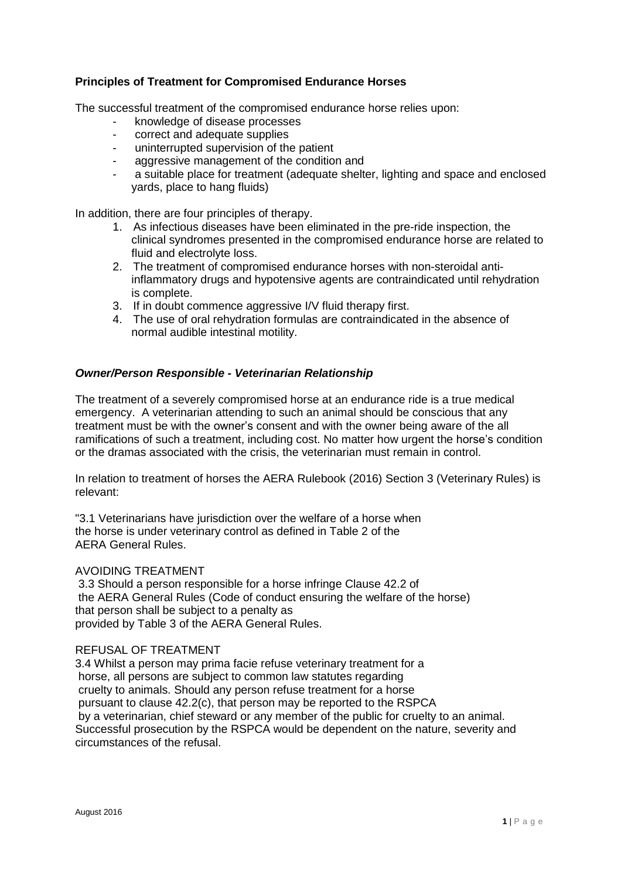**Principles of Treatment for Compromised Endurance Horses**

The successful treatment of the compromised endurance horse relies upon:

- knowledge of disease processes
- correct and adequate supplies
- uninterrupted supervision of the patient
- aggressive management of the condition and
- a suitable place for treatment (adequate shelter, lighting and space and enclosed yards, place to hang fluids)

In addition, there are four principles of therapy.

1. As infectious diseases have been eliminated in the pre-ride inspection, the clinical syndromes presented in the compromised endurance horse are related to fluid and electrolyte loss.
2. The treatment of compromised endurance horses with non-steroidal anti-inflammatory drugs and hypotensive agents are contraindicated until rehydration is complete.
3. If in doubt commence aggressive I/V fluid therapy first.
4. The use of oral rehydration formulas are contraindicated in the absence of normal audible intestinal motility.

***Owner/Person Responsible - Veterinarian Relationship***

The treatment of a severely compromised horse at an endurance ride is a true medical emergency. A veterinarian attending to such an animal should be conscious that any treatment must be with the owner's consent and with the owner being aware of the all ramifications of such a treatment, including cost. No matter how urgent the horse's condition or the dramas associated with the crisis, the veterinarian must remain in control.

In relation to treatment of horses the AERA Rulebook (2016) Section 3 (Veterinary Rules) is relevant:

"3.1 Veterinarians have jurisdiction over the welfare of a horse when the horse is under veterinary control as defined in Table 2 of the AERA General Rules.

AVOIDING TREATMENT

3.3 Should a person responsible for a horse infringe Clause 42.2 of the AERA General Rules (Code of conduct ensuring the welfare of the horse) that person shall be subject to a penalty as provided by Table 3 of the AERA General Rules.

REFUSAL OF TREATMENT

3.4 Whilst a person may prima facie refuse veterinary treatment for a horse, all persons are subject to common law statutes regarding cruelty to animals. Should any person refuse treatment for a horse pursuant to clause 42.2(c), that person may be reported to the RSPCA by a veterinarian, chief steward or any member of the public for cruelty to an animal. Successful prosecution by the RSPCA would be dependent on the nature, severity and circumstances of the refusal.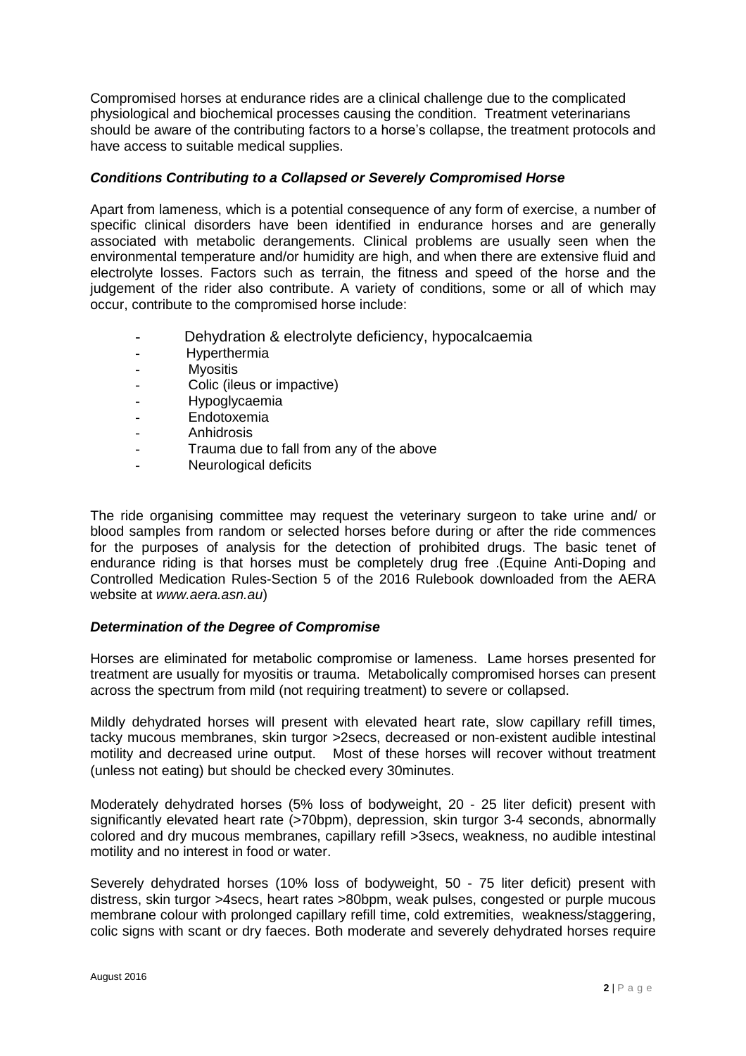Compromised horses at endurance rides are a clinical challenge due to the complicated physiological and biochemical processes causing the condition. Treatment veterinarians should be aware of the contributing factors to a horse's collapse, the treatment protocols and have access to suitable medical supplies.

### *Conditions Contributing to a Collapsed or Severely Compromised Horse*

Apart from lameness, which is a potential consequence of any form of exercise, a number of specific clinical disorders have been identified in endurance horses and are generally associated with metabolic derangements. Clinical problems are usually seen when the environmental temperature and/or humidity are high, and when there are extensive fluid and electrolyte losses. Factors such as terrain, the fitness and speed of the horse and the judgement of the rider also contribute. A variety of conditions, some or all of which may occur, contribute to the compromised horse include:

- Dehydration & electrolyte deficiency, hypocalcaemia
- Hyperthermia
- Myositis
- Colic (ileus or impactive)
- Hypoglycaemia
- Endotoxemia
- Anhidrosis
- Trauma due to fall from any of the above
- Neurological deficits

The ride organising committee may request the veterinary surgeon to take urine and/ or blood samples from random or selected horses before during or after the ride commences for the purposes of analysis for the detection of prohibited drugs. The basic tenet of endurance riding is that horses must be completely drug free .(Equine Anti-Doping and Controlled Medication Rules-Section 5 of the 2016 Rulebook downloaded from the AERA website at *www.aera.asn.au*)

### *Determination of the Degree of Compromise*

Horses are eliminated for metabolic compromise or lameness. Lame horses presented for treatment are usually for myositis or trauma. Metabolically compromised horses can present across the spectrum from mild (not requiring treatment) to severe or collapsed.

Mildly dehydrated horses will present with elevated heart rate, slow capillary refill times, tacky mucous membranes, skin turgor >2secs, decreased or non-existent audible intestinal motility and decreased urine output. Most of these horses will recover without treatment (unless not eating) but should be checked every 30minutes.

Moderately dehydrated horses (5% loss of bodyweight, 20 - 25 liter deficit) present with significantly elevated heart rate (>70bpm), depression, skin turgor 3-4 seconds, abnormally colored and dry mucous membranes, capillary refill >3secs, weakness, no audible intestinal motility and no interest in food or water.

Severely dehydrated horses (10% loss of bodyweight, 50 - 75 liter deficit) present with distress, skin turgor >4secs, heart rates >80bpm, weak pulses, congested or purple mucous membrane colour with prolonged capillary refill time, cold extremities, weakness/staggering, colic signs with scant or dry faeces. Both moderate and severely dehydrated horses require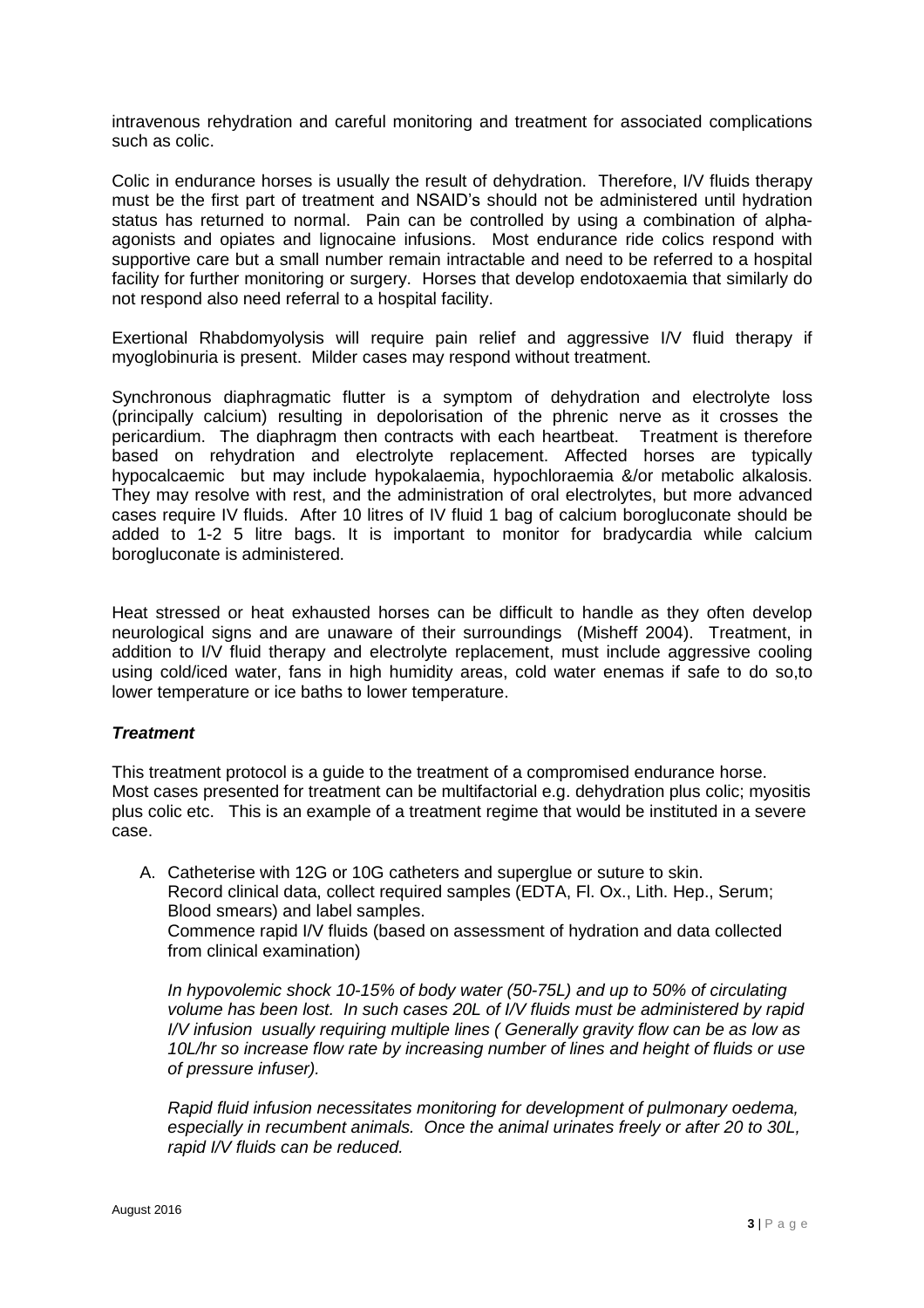intravenous rehydration and careful monitoring and treatment for associated complications such as colic.

Colic in endurance horses is usually the result of dehydration. Therefore, I/V fluids therapy must be the first part of treatment and NSAID's should not be administered until hydration status has returned to normal. Pain can be controlled by using a combination of alpha-agonists and opiates and lignocaine infusions. Most endurance ride colics respond with supportive care but a small number remain intractable and need to be referred to a hospital facility for further monitoring or surgery. Horses that develop endotoxaemia that similarly do not respond also need referral to a hospital facility.

Exertional Rhabdomyolysis will require pain relief and aggressive I/V fluid therapy if myoglobinuria is present. Milder cases may respond without treatment.

Synchronous diaphragmatic flutter is a symptom of dehydration and electrolyte loss (principally calcium) resulting in depolorisation of the phrenic nerve as it crosses the pericardium. The diaphragm then contracts with each heartbeat. Treatment is therefore based on rehydration and electrolyte replacement. Affected horses are typically hypocalcaemic but may include hypokalaemia, hypochloraemia &/or metabolic alkalosis. They may resolve with rest, and the administration of oral electrolytes, but more advanced cases require IV fluids. After 10 litres of IV fluid 1 bag of calcium borogluconate should be added to 1-2 5 litre bags. It is important to monitor for bradycardia while calcium borogluconate is administered.

Heat stressed or heat exhausted horses can be difficult to handle as they often develop neurological signs and are unaware of their surroundings (Misheff 2004). Treatment, in addition to I/V fluid therapy and electrolyte replacement, must include aggressive cooling using cold/iced water, fans in high humidity areas, cold water enemas if safe to do so,to lower temperature or ice baths to lower temperature.

### *Treatment*

This treatment protocol is a guide to the treatment of a compromised endurance horse. Most cases presented for treatment can be multifactorial e.g. dehydration plus colic; myositis plus colic etc. This is an example of a treatment regime that would be instituted in a severe case.

A. Catheterise with 12G or 10G catheters and superglue or suture to skin.
   Record clinical data, collect required samples (EDTA, Fl. Ox., Lith. Hep., Serum; Blood smears) and label samples.
   Commence rapid I/V fluids (based on assessment of hydration and data collected from clinical examination)

   *In hypovolemic shock 10-15% of body water (50-75L) and up to 50% of circulating volume has been lost. In such cases 20L of I/V fluids must be administered by rapid I/V infusion usually requiring multiple lines ( Generally gravity flow can be as low as 10L/hr so increase flow rate by increasing number of lines and height of fluids or use of pressure infuser).*

   *Rapid fluid infusion necessitates monitoring for development of pulmonary oedema, especially in recumbent animals. Once the animal urinates freely or after 20 to 30L, rapid I/V fluids can be reduced.*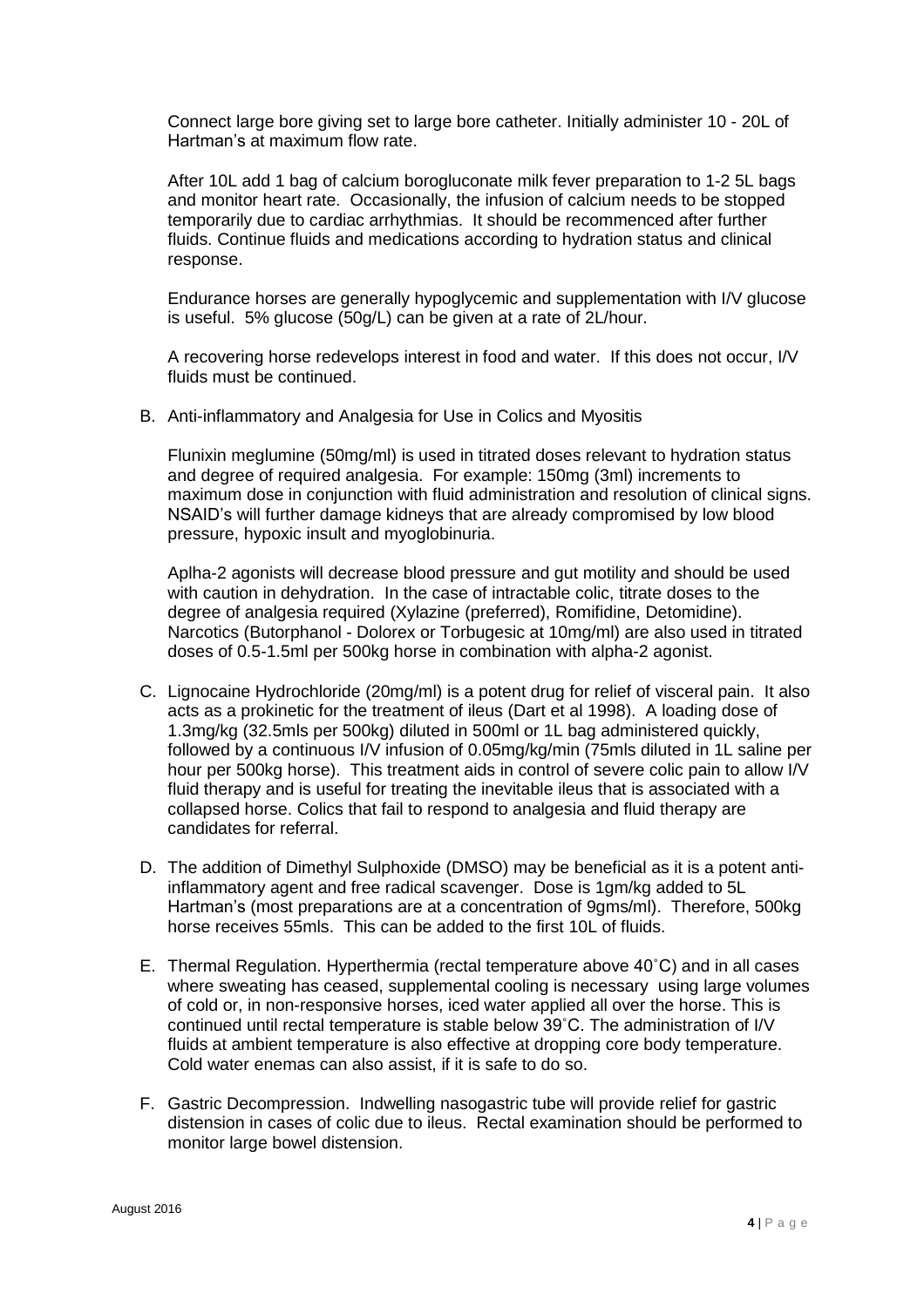Connect large bore giving set to large bore catheter. Initially administer 10 - 20L of Hartman's at maximum flow rate.

After 10L add 1 bag of calcium borogluconate milk fever preparation to 1-2 5L bags and monitor heart rate. Occasionally, the infusion of calcium needs to be stopped temporarily due to cardiac arrhythmias. It should be recommenced after further fluids. Continue fluids and medications according to hydration status and clinical response.

Endurance horses are generally hypoglycemic and supplementation with I/V glucose is useful. 5% glucose (50g/L) can be given at a rate of 2L/hour.

A recovering horse redevelops interest in food and water. If this does not occur, I/V fluids must be continued.

B. Anti-inflammatory and Analgesia for Use in Colics and Myositis

   Flunixin meglumine (50mg/ml) is used in titrated doses relevant to hydration status and degree of required analgesia. For example: 150mg (3ml) increments to maximum dose in conjunction with fluid administration and resolution of clinical signs. NSAID's will further damage kidneys that are already compromised by low blood pressure, hypoxic insult and myoglobinuria.

   Aplha-2 agonists will decrease blood pressure and gut motility and should be used with caution in dehydration. In the case of intractable colic, titrate doses to the degree of analgesia required (Xylazine (preferred), Romifidine, Detomidine). Narcotics (Butorphanol - Dolorex or Torbugesic at 10mg/ml) are also used in titrated doses of 0.5-1.5ml per 500kg horse in combination with alpha-2 agonist.

C. Lignocaine Hydrochloride (20mg/ml) is a potent drug for relief of visceral pain. It also acts as a prokinetic for the treatment of ileus (Dart et al 1998). A loading dose of 1.3mg/kg (32.5mls per 500kg) diluted in 500ml or 1L bag administered quickly, followed by a continuous I/V infusion of 0.05mg/kg/min (75mls diluted in 1L saline per hour per 500kg horse). This treatment aids in control of severe colic pain to allow I/V fluid therapy and is useful for treating the inevitable ileus that is associated with a collapsed horse. Colics that fail to respond to analgesia and fluid therapy are candidates for referral.

D. The addition of Dimethyl Sulphoxide (DMSO) may be beneficial as it is a potent anti-inflammatory agent and free radical scavenger. Dose is 1gm/kg added to 5L Hartman's (most preparations are at a concentration of 9gms/ml). Therefore, 500kg horse receives 55mls. This can be added to the first 10L of fluids.

E. Thermal Regulation. Hyperthermia (rectal temperature above 40˚C) and in all cases where sweating has ceased, supplemental cooling is necessary using large volumes of cold or, in non-responsive horses, iced water applied all over the horse. This is continued until rectal temperature is stable below 39˚C. The administration of I/V fluids at ambient temperature is also effective at dropping core body temperature. Cold water enemas can also assist, if it is safe to do so.

F. Gastric Decompression. Indwelling nasogastric tube will provide relief for gastric distension in cases of colic due to ileus. Rectal examination should be performed to monitor large bowel distension.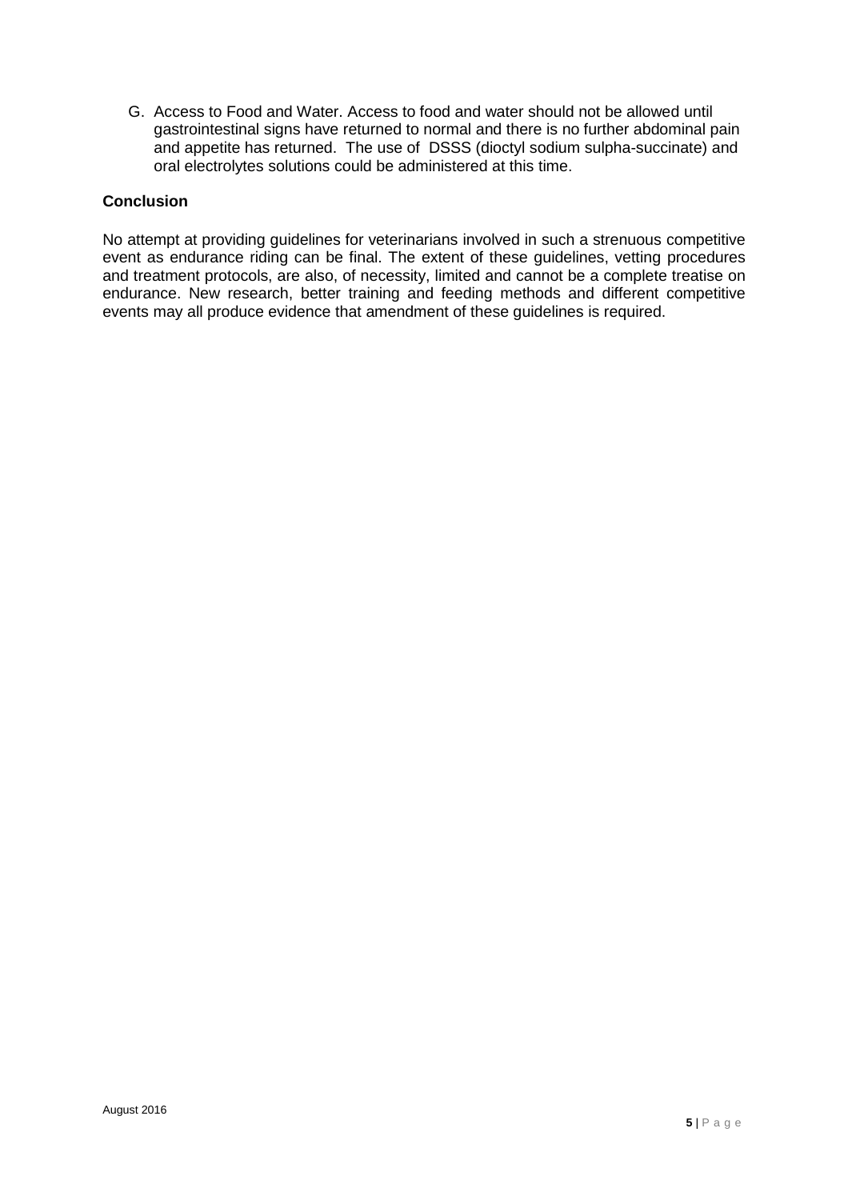G. Access to Food and Water. Access to food and water should not be allowed until gastrointestinal signs have returned to normal and there is no further abdominal pain and appetite has returned. The use of DSSS (dioctyl sodium sulpha-succinate) and oral electrolytes solutions could be administered at this time.

**Conclusion**

No attempt at providing guidelines for veterinarians involved in such a strenuous competitive event as endurance riding can be final. The extent of these guidelines, vetting procedures and treatment protocols, are also, of necessity, limited and cannot be a complete treatise on endurance. New research, better training and feeding methods and different competitive events may all produce evidence that amendment of these guidelines is required.

August 2016